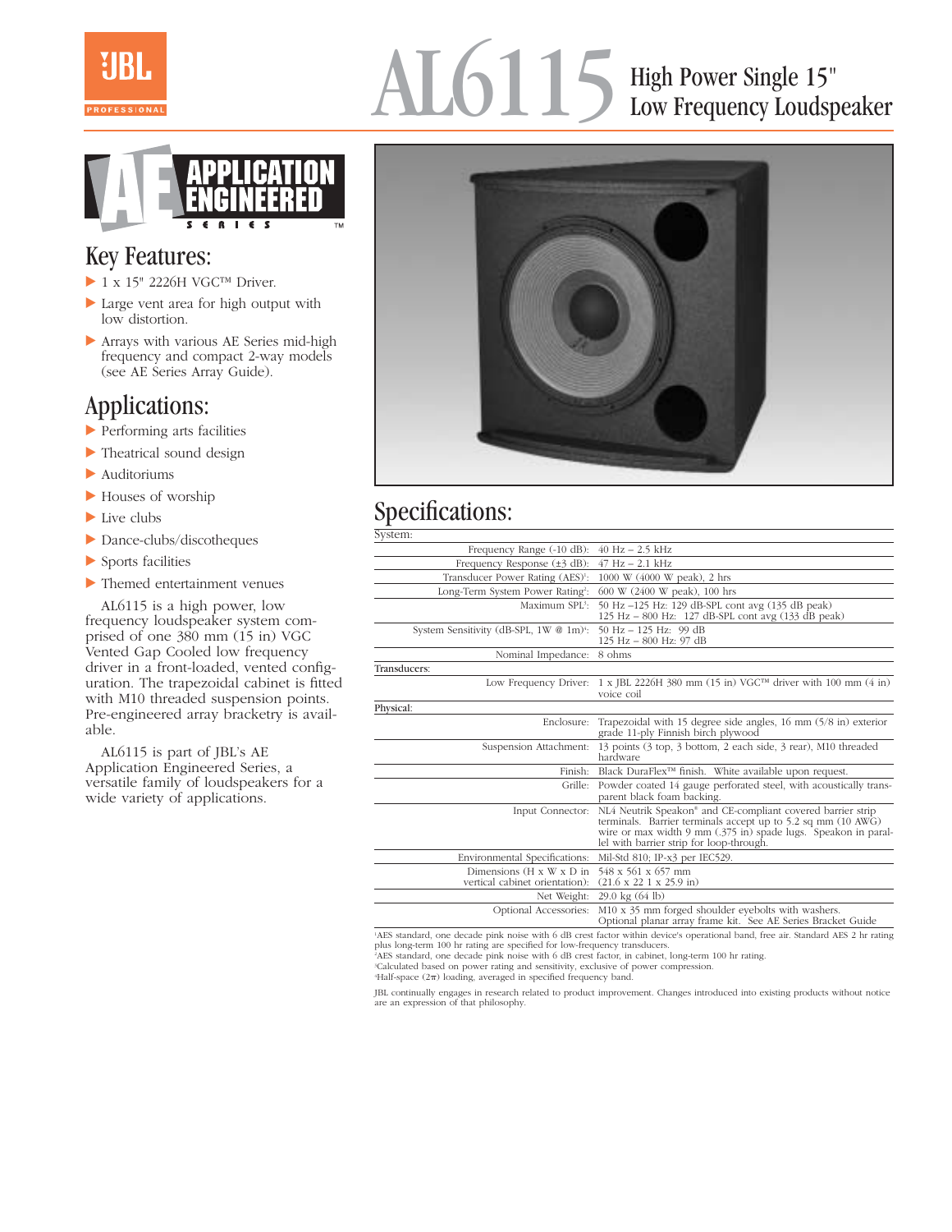# AL6115 High Power Single 15" Low Frequency Loudspeaker

APPLICATION ENGINEERED SERIES™

## Key Features:

- 1 x 15" 2226H VGC™ Driver.
- Large vent area for high output with low distortion.
- Arrays with various AE Series mid-high frequency and compact 2-way models (see AE Series Array Guide).

## Applications:

- Performing arts facilities
- Theatrical sound design
- Auditoriums
- Houses of worship
- Live clubs
- Dance-clubs/discotheques
- Sports facilities
- Themed entertainment venues

AL6115 is a high power, low frequency loudspeaker system comprised of one 380 mm (15 in) VGC Vented Gap Cooled low frequency driver in a front-loaded, vented configuration. The trapezoidal cabinet is fitted with M10 threaded suspension points. Pre-engineered array bracketry is available.

AL6115 is part of JBL's AE Application Engineered Series, a versatile family of loudspeakers for a wide variety of applications.

## Specifications:

| System: | |
|---|---|
| Frequency Range (-10 dB): | 40 Hz – 2.5 kHz |
| Frequency Response (±3 dB): | 47 Hz – 2.1 kHz |
| Transducer Power Rating (AES)[1]: | 1000 W (4000 W peak), 2 hrs |
| Long-Term System Power Rating[2]: | 600 W (2400 W peak), 100 hrs |
| Maximum SPL[3]: | 50 Hz –125 Hz: 129 dB-SPL cont avg (135 dB peak)<br>125 Hz – 800 Hz: 127 dB-SPL cont avg (133 dB peak) |
| System Sensitivity (dB-SPL, 1W @ 1m)[4]: | 50 Hz – 125 Hz: 99 dB<br>125 Hz – 800 Hz: 97 dB |
| Nominal Impedance: | 8 ohms |
| **Transducers:** | |
| Low Frequency Driver: | 1 x JBL 2226H 380 mm (15 in) VGC™ driver with 100 mm (4 in) voice coil |
| **Physical:** | |
| Enclosure: | Trapezoidal with 15 degree side angles, 16 mm (5/8 in) exterior grade 11-ply Finnish birch plywood |
| Suspension Attachment: | 13 points (3 top, 3 bottom, 2 each side, 3 rear), M10 threaded hardware |
| Finish: | Black DuraFlex™ finish. White available upon request. |
| Grille: | Powder coated 14 gauge perforated steel, with acoustically transparent black foam backing. |
| Input Connector: | NL4 Neutrik Speakon® and CE-compliant covered barrier strip terminals. Barrier terminals accept up to 5.2 sq mm (10 AWG) wire or max width 9 mm (.375 in) spade lugs. Speakon in parallel with barrier strip for loop-through. |
| Environmental Specifications: | Mil-Std 810; IP-x3 per IEC529. |
| Dimensions (H x W x D in vertical cabinet orientation): | 548 x 561 x 657 mm<br>(21.6 x 22 1 x 25.9 in) |
| Net Weight: | 29.0 kg (64 lb) |
| Optional Accessories: | M10 x 35 mm forged shoulder eyebolts with washers.<br>Optional planar array frame kit. See AE Series Bracket Guide |

[1] AES standard, one decade pink noise with 6 dB crest factor within device's operational band, free air. Standard AES 2 hr rating plus long-term 100 hr rating are specified for low-frequency transducers.
[2] AES standard, one decade pink noise with 6 dB crest factor, in cabinet, long-term 100 hr rating.
[3] Calculated based on power rating and sensitivity, exclusive of power compression.
[4] Half-space ($2\pi$) loading, averaged in specified frequency band.

JBL continually engages in research related to product improvement. Changes introduced into existing products without notice are an expression of that philosophy.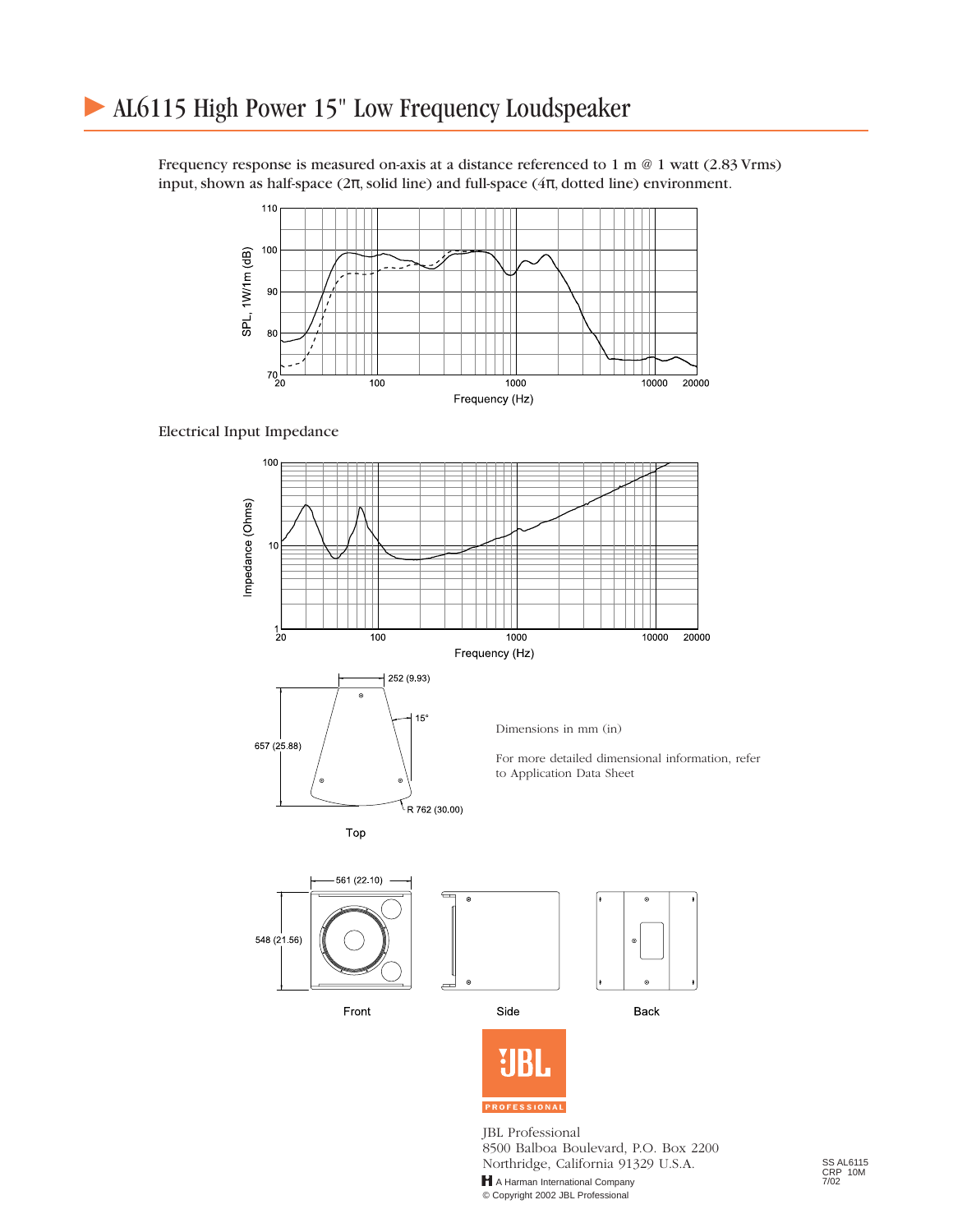# AL6115 High Power 15" Low Frequency Loudspeaker

Frequency response is measured on-axis at a distance referenced to 1 m @ 1 watt (2.83 Vrms) input, shown as half-space (2π, solid line) and full-space (4π, dotted line) environment.

SPL, 1W/1m (dB)
110
100
90
80
70
20
100
1000
10000
20000
Frequency (Hz)

Electrical Input Impedance

Impedance (Ohms)
100
10
1
20
100
1000
10000
20000
Frequency (Hz)

252 (9.93)
15°
657 (25.88)
R 762 (30.00)
Top

Dimensions in mm (in)

For more detailed dimensional information, refer to Application Data Sheet

561 (22.10)
548 (21.56)
Front
Side
Back

JBL PROFESSIONAL

JBL Professional
8500 Balboa Boulevard, P.O. Box 2200
Northridge, California 91329 U.S.A.

A Harman International Company
© Copyright 2002 JBL Professional

SS AL6115
CRP 10M
7/02